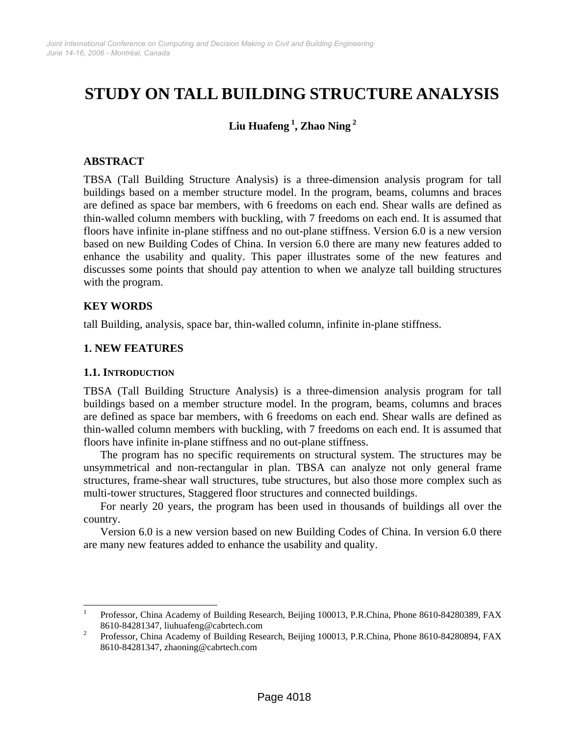# STUDY ON TALL BUILDING STRUCTURE ANALYSIS

**Liu Huafeng [1], Zhao Ning [2]**

## ABSTRACT

TBSA (Tall Building Structure Analysis) is a three-dimension analysis program for tall buildings based on a member structure model. In the program, beams, columns and braces are defined as space bar members, with 6 freedoms on each end. Shear walls are defined as thin-walled column members with buckling, with 7 freedoms on each end. It is assumed that floors have infinite in-plane stiffness and no out-plane stiffness. Version 6.0 is a new version based on new Building Codes of China. In version 6.0 there are many new features added to enhance the usability and quality. This paper illustrates some of the new features and discusses some points that should pay attention to when we analyze tall building structures with the program.

## KEY WORDS

tall Building, analysis, space bar, thin-walled column, infinite in-plane stiffness.

## 1. NEW FEATURES

### 1.1. INTRODUCTION

TBSA (Tall Building Structure Analysis) is a three-dimension analysis program for tall buildings based on a member structure model. In the program, beams, columns and braces are defined as space bar members, with 6 freedoms on each end. Shear walls are defined as thin-walled column members with buckling, with 7 freedoms on each end. It is assumed that floors have infinite in-plane stiffness and no out-plane stiffness.

The program has no specific requirements on structural system. The structures may be unsymmetrical and non-rectangular in plan. TBSA can analyze not only general frame structures, frame-shear wall structures, tube structures, but also those more complex such as multi-tower structures, Staggered floor structures and connected buildings.

For nearly 20 years, the program has been used in thousands of buildings all over the country.

Version 6.0 is a new version based on new Building Codes of China. In version 6.0 there are many new features added to enhance the usability and quality.

---

[1] Professor, China Academy of Building Research, Beijing 100013, P.R.China, Phone 8610-84280389, FAX 8610-84281347, liuhuafeng@cabrtech.com

[2] Professor, China Academy of Building Research, Beijing 100013, P.R.China, Phone 8610-84280894, FAX 8610-84281347, zhaoning@cabrtech.com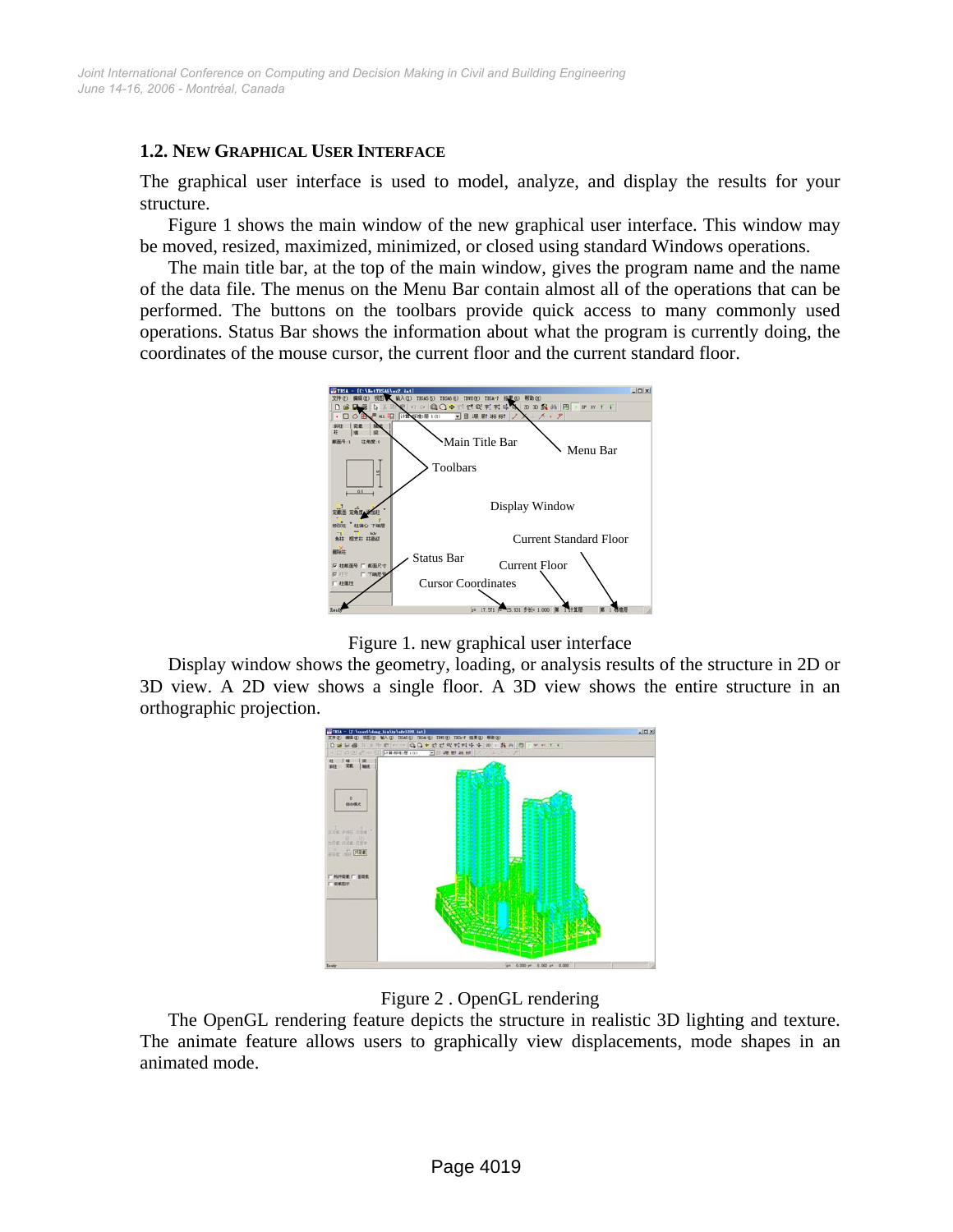## 1.2. New Graphical User Interface

The graphical user interface is used to model, analyze, and display the results for your structure.

Figure 1 shows the main window of the new graphical user interface. This window may be moved, resized, maximized, minimized, or closed using standard Windows operations.

The main title bar, at the top of the main window, gives the program name and the name of the data file. The menus on the Menu Bar contain almost all of the operations that can be performed. The buttons on the toolbars provide quick access to many commonly used operations. Status Bar shows the information about what the program is currently doing, the coordinates of the mouse cursor, the current floor and the current standard floor.

Figure 1. new graphical user interface

Display window shows the geometry, loading, or analysis results of the structure in 2D or 3D view. A 2D view shows a single floor. A 3D view shows the entire structure in an orthographic projection.

Figure 2 . OpenGL rendering

The OpenGL rendering feature depicts the structure in realistic 3D lighting and texture. The animate feature allows users to graphically view displacements, mode shapes in an animated mode.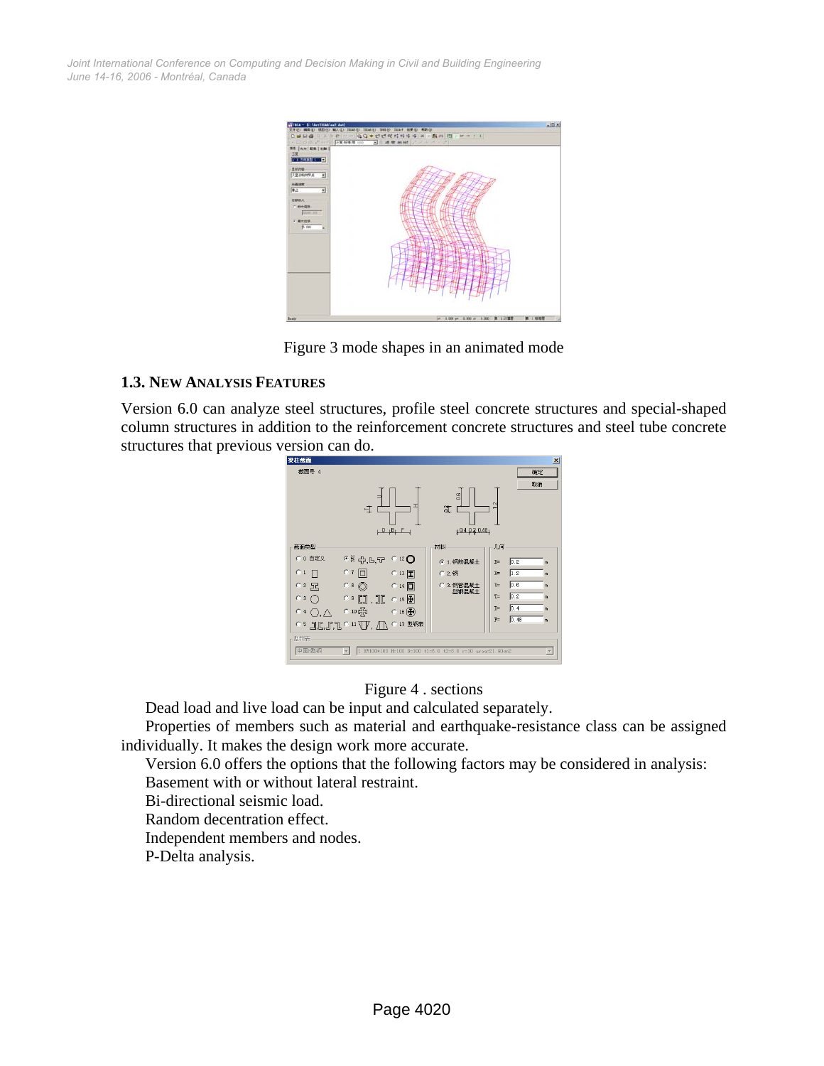Figure 3 mode shapes in an animated mode

## 1.3. NEW ANALYSIS FEATURES

Version 6.0 can analyze steel structures, profile steel concrete structures and special-shaped column structures in addition to the reinforcement concrete structures and steel tube concrete structures that previous version can do.

Figure 4 . sections

Dead load and live load can be input and calculated separately.

Properties of members such as material and earthquake-resistance class can be assigned individually. It makes the design work more accurate.

Version 6.0 offers the options that the following factors may be considered in analysis:

Basement with or without lateral restraint.

Bi-directional seismic load.

Random decentration effect.

Independent members and nodes.

P-Delta analysis.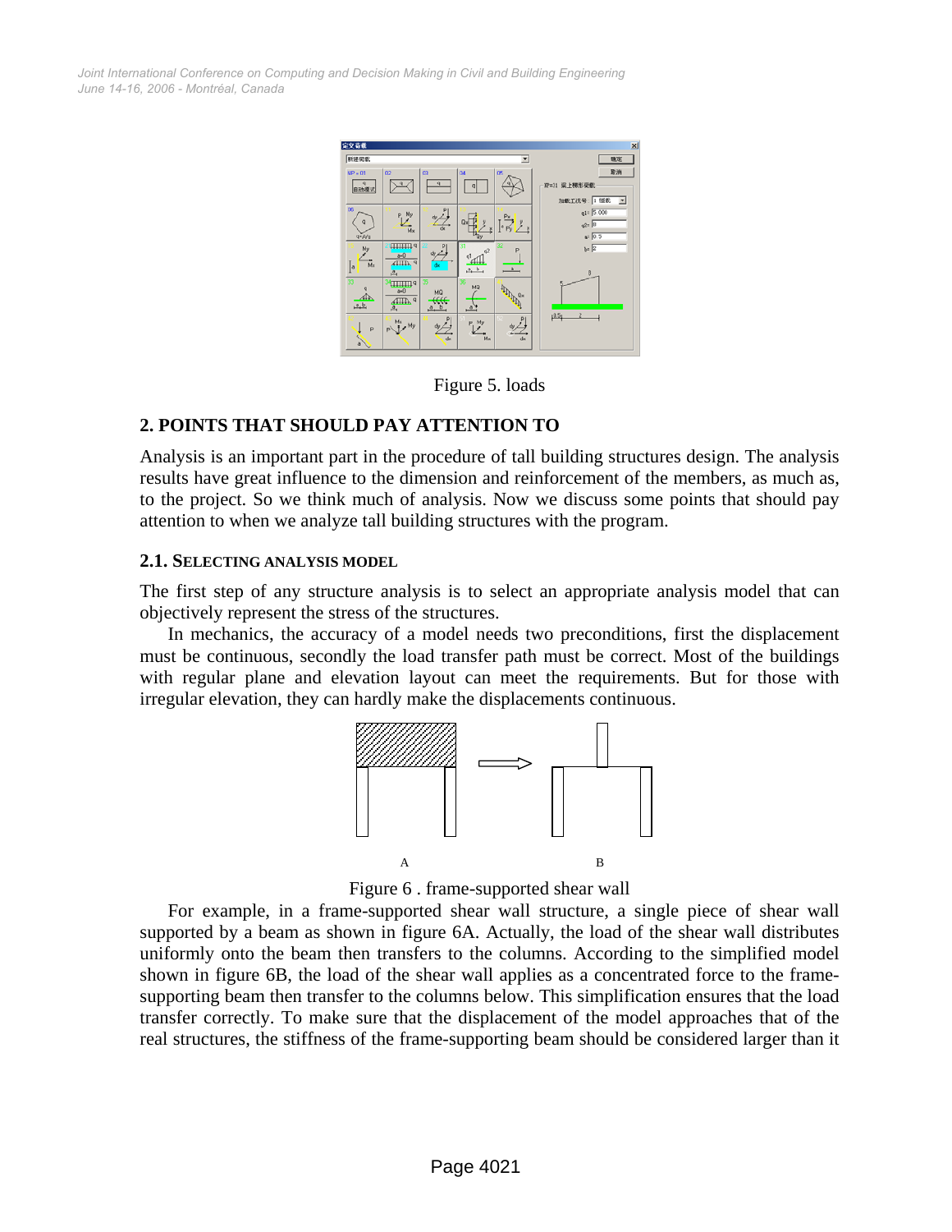Figure 5. loads

## 2. POINTS THAT SHOULD PAY ATTENTION TO

Analysis is an important part in the procedure of tall building structures design. The analysis results have great influence to the dimension and reinforcement of the members, as much as, to the project. So we think much of analysis. Now we discuss some points that should pay attention to when we analyze tall building structures with the program.

### 2.1. SELECTING ANALYSIS MODEL

The first step of any structure analysis is to select an appropriate analysis model that can objectively represent the stress of the structures.

In mechanics, the accuracy of a model needs two preconditions, first the displacement must be continuous, secondly the load transfer path must be correct. Most of the buildings with regular plane and elevation layout can meet the requirements. But for those with irregular elevation, they can hardly make the displacements continuous.

A B

Figure 6 . frame-supported shear wall

For example, in a frame-supported shear wall structure, a single piece of shear wall supported by a beam as shown in figure 6A. Actually, the load of the shear wall distributes uniformly onto the beam then transfers to the columns. According to the simplified model shown in figure 6B, the load of the shear wall applies as a concentrated force to the frame-supporting beam then transfer to the columns below. This simplification ensures that the load transfer correctly. To make sure that the displacement of the model approaches that of the real structures, the stiffness of the frame-supporting beam should be considered larger than it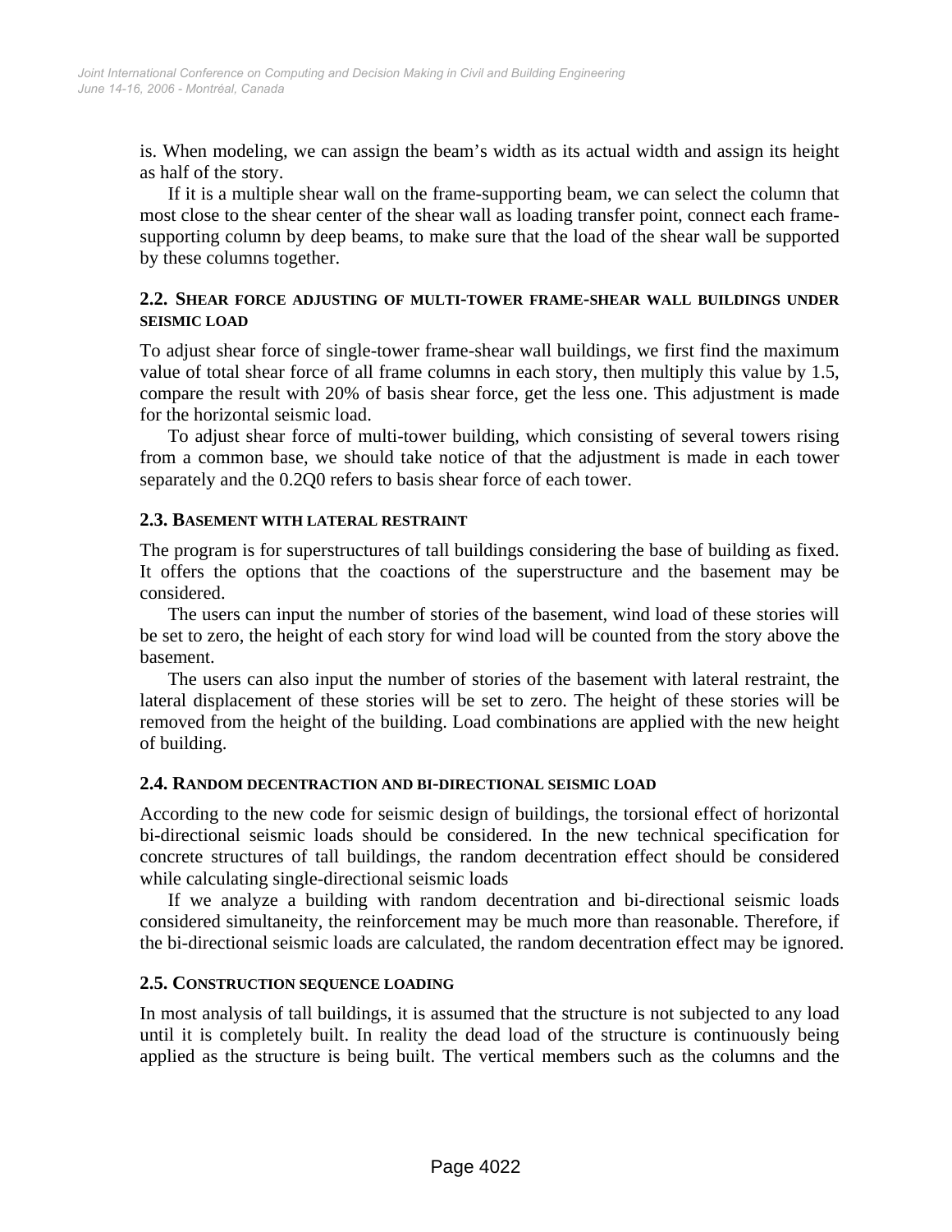is. When modeling, we can assign the beam's width as its actual width and assign its height as half of the story.

If it is a multiple shear wall on the frame-supporting beam, we can select the column that most close to the shear center of the shear wall as loading transfer point, connect each frame-supporting column by deep beams, to make sure that the load of the shear wall be supported by these columns together.

### 2.2. Shear force adjusting of multi-tower frame-shear wall buildings under seismic load

To adjust shear force of single-tower frame-shear wall buildings, we first find the maximum value of total shear force of all frame columns in each story, then multiply this value by 1.5, compare the result with 20% of basis shear force, get the less one. This adjustment is made for the horizontal seismic load.

To adjust shear force of multi-tower building, which consisting of several towers rising from a common base, we should take notice of that the adjustment is made in each tower separately and the 0.2Q0 refers to basis shear force of each tower.

### 2.3. Basement with lateral restraint

The program is for superstructures of tall buildings considering the base of building as fixed. It offers the options that the coactions of the superstructure and the basement may be considered.

The users can input the number of stories of the basement, wind load of these stories will be set to zero, the height of each story for wind load will be counted from the story above the basement.

The users can also input the number of stories of the basement with lateral restraint, the lateral displacement of these stories will be set to zero. The height of these stories will be removed from the height of the building. Load combinations are applied with the new height of building.

### 2.4. Random decentraction and bi-directional seismic load

According to the new code for seismic design of buildings, the torsional effect of horizontal bi-directional seismic loads should be considered. In the new technical specification for concrete structures of tall buildings, the random decentration effect should be considered while calculating single-directional seismic loads

If we analyze a building with random decentration and bi-directional seismic loads considered simultaneity, the reinforcement may be much more than reasonable. Therefore, if the bi-directional seismic loads are calculated, the random decentration effect may be ignored.

### 2.5. Construction sequence loading

In most analysis of tall buildings, it is assumed that the structure is not subjected to any load until it is completely built. In reality the dead load of the structure is continuously being applied as the structure is being built. The vertical members such as the columns and the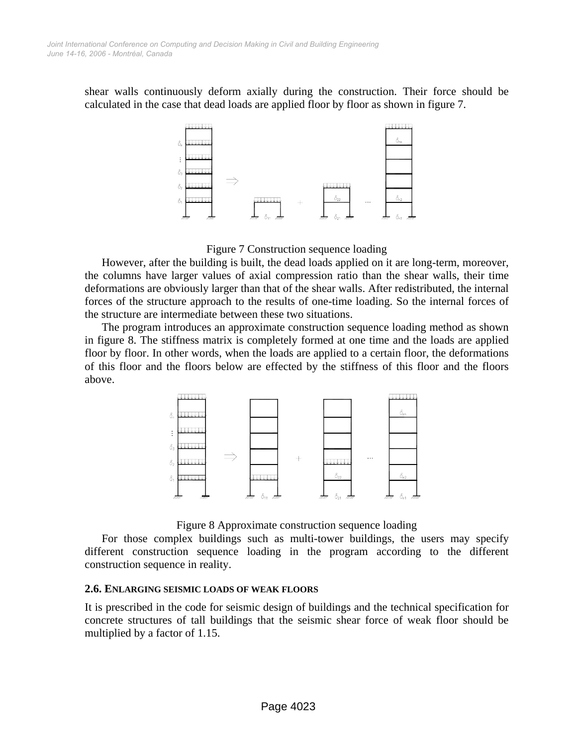shear walls continuously deform axially during the construction. Their force should be calculated in the case that dead loads are applied floor by floor as shown in figure 7.

Figure 7 Construction sequence loading

However, after the building is built, the dead loads applied on it are long-term, moreover, the columns have larger values of axial compression ratio than the shear walls, their time deformations are obviously larger than that of the shear walls. After redistributed, the internal forces of the structure approach to the results of one-time loading. So the internal forces of the structure are intermediate between these two situations.

The program introduces an approximate construction sequence loading method as shown in figure 8. The stiffness matrix is completely formed at one time and the loads are applied floor by floor. In other words, when the loads are applied to a certain floor, the deformations of this floor and the floors below are effected by the stiffness of this floor and the floors above.

Figure 8 Approximate construction sequence loading

For those complex buildings such as multi-tower buildings, the users may specify different construction sequence loading in the program according to the different construction sequence in reality.

### 2.6. ENLARGING SEISMIC LOADS OF WEAK FLOORS

It is prescribed in the code for seismic design of buildings and the technical specification for concrete structures of tall buildings that the seismic shear force of weak floor should be multiplied by a factor of 1.15.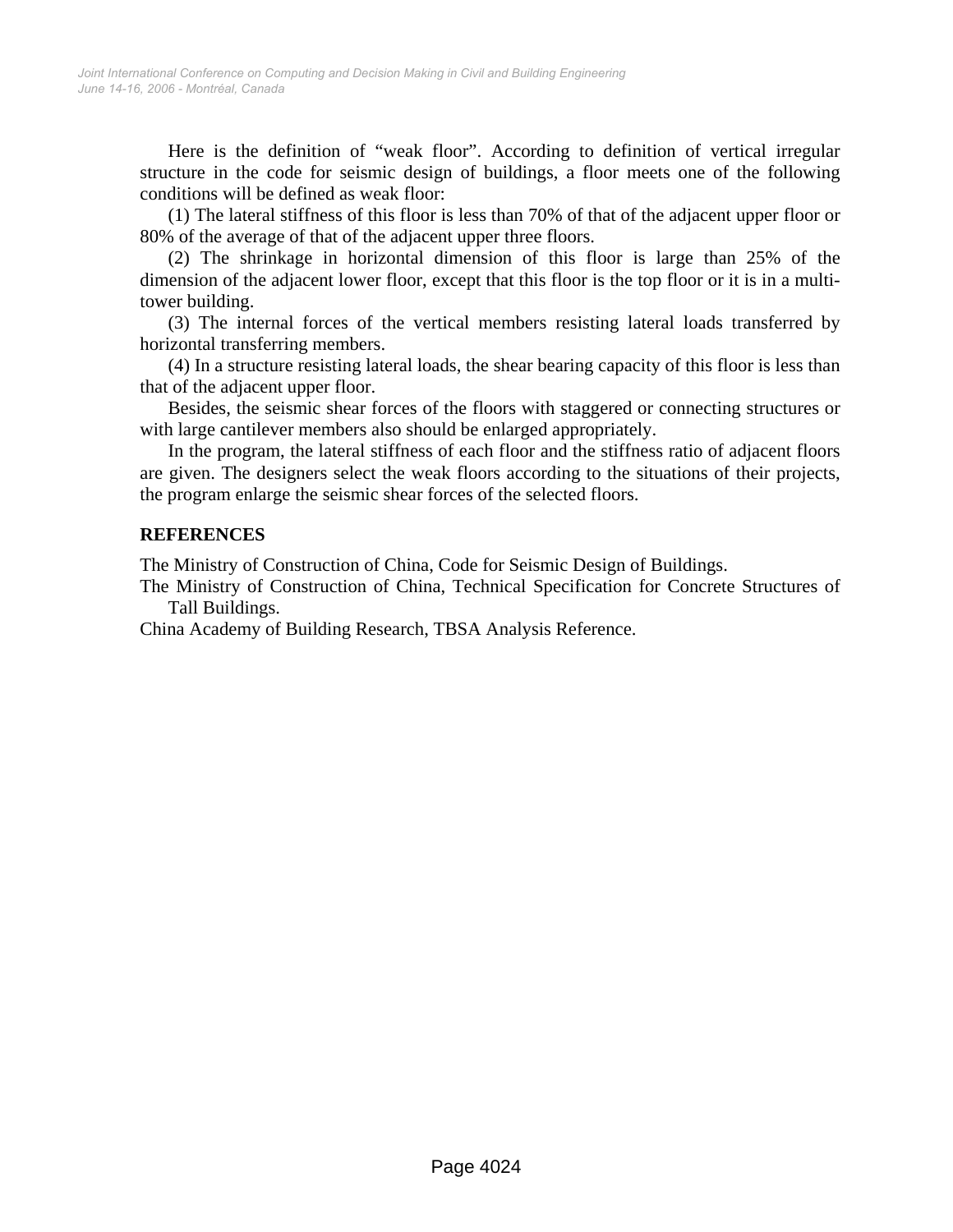Here is the definition of “weak floor”. According to definition of vertical irregular structure in the code for seismic design of buildings, a floor meets one of the following conditions will be defined as weak floor:

(1) The lateral stiffness of this floor is less than 70% of that of the adjacent upper floor or 80% of the average of that of the adjacent upper three floors.

(2) The shrinkage in horizontal dimension of this floor is large than 25% of the dimension of the adjacent lower floor, except that this floor is the top floor or it is in a multi-tower building.

(3) The internal forces of the vertical members resisting lateral loads transferred by horizontal transferring members.

(4) In a structure resisting lateral loads, the shear bearing capacity of this floor is less than that of the adjacent upper floor.

Besides, the seismic shear forces of the floors with staggered or connecting structures or with large cantilever members also should be enlarged appropriately.

In the program, the lateral stiffness of each floor and the stiffness ratio of adjacent floors are given. The designers select the weak floors according to the situations of their projects, the program enlarge the seismic shear forces of the selected floors.

## REFERENCES

The Ministry of Construction of China, Code for Seismic Design of Buildings.

The Ministry of Construction of China, Technical Specification for Concrete Structures of Tall Buildings.

China Academy of Building Research, TBSA Analysis Reference.